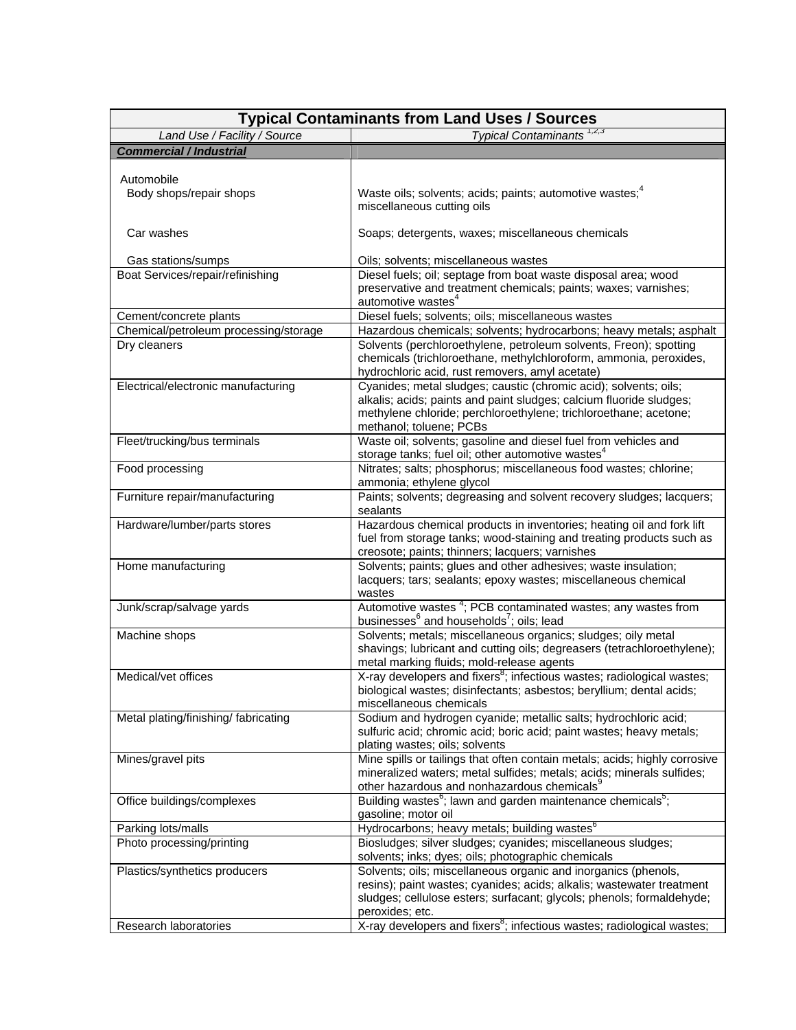| Typical Contaminants from Land Uses / Sources | |
|---|---|
| *Land Use / Facility / Source* | *Typical Contaminants* [1,2,3] |
| ***Commercial / Industrial*** | |
| Automobile | |
| Body shops/repair shops | Waste oils; solvents; acids; paints; automotive wastes;[4] miscellaneous cutting oils |
| Car washes | Soaps; detergents, waxes; miscellaneous chemicals |
| Gas stations/sumps | Oils; solvents; miscellaneous wastes |
| Boat Services/repair/refinishing | Diesel fuels; oil; septage from boat waste disposal area; wood preservative and treatment chemicals; paints; waxes; varnishes; automotive wastes[4] |
| Cement/concrete plants | Diesel fuels; solvents; oils; miscellaneous wastes |
| Chemical/petroleum processing/storage | Hazardous chemicals; solvents; hydrocarbons; heavy metals; asphalt |
| Dry cleaners | Solvents (perchloroethylene, petroleum solvents, Freon); spotting chemicals (trichloroethane, methylchloroform, ammonia, peroxides, hydrochloric acid, rust removers, amyl acetate) |
| Electrical/electronic manufacturing | Cyanides; metal sludges; caustic (chromic acid); solvents; oils; alkalis; acids; paints and paint sludges; calcium fluoride sludges; methylene chloride; perchloroethylene; trichloroethane; acetone; methanol; toluene; PCBs |
| Fleet/trucking/bus terminals | Waste oil; solvents; gasoline and diesel fuel from vehicles and storage tanks; fuel oil; other automotive wastes[4] |
| Food processing | Nitrates; salts; phosphorus; miscellaneous food wastes; chlorine; ammonia; ethylene glycol |
| Furniture repair/manufacturing | Paints; solvents; degreasing and solvent recovery sludges; lacquers; sealants |
| Hardware/lumber/parts stores | Hazardous chemical products in inventories; heating oil and fork lift fuel from storage tanks; wood-staining and treating products such as creosote; paints; thinners; lacquers; varnishes |
| Home manufacturing | Solvents; paints; glues and other adhesives; waste insulation; lacquers; tars; sealants; epoxy wastes; miscellaneous chemical wastes |
| Junk/scrap/salvage yards | Automotive wastes [4]; PCB contaminated wastes; any wastes from businesses[6] and households[7]; oils; lead |
| Machine shops | Solvents; metals; miscellaneous organics; sludges; oily metal shavings; lubricant and cutting oils; degreasers (tetrachloroethylene); metal marking fluids; mold-release agents |
| Medical/vet offices | X-ray developers and fixers[8]; infectious wastes; radiological wastes; biological wastes; disinfectants; asbestos; beryllium; dental acids; miscellaneous chemicals |
| Metal plating/finishing/ fabricating | Sodium and hydrogen cyanide; metallic salts; hydrochloric acid; sulfuric acid; chromic acid; boric acid; paint wastes; heavy metals; plating wastes; oils; solvents |
| Mines/gravel pits | Mine spills or tailings that often contain metals; acids; highly corrosive mineralized waters; metal sulfides; metals; acids; minerals sulfides; other hazardous and nonhazardous chemicals[9] |
| Office buildings/complexes | Building wastes[6]; lawn and garden maintenance chemicals[5]; gasoline; motor oil |
| Parking lots/malls | Hydrocarbons; heavy metals; building wastes[6] |
| Photo processing/printing | Biosludges; silver sludges; cyanides; miscellaneous sludges; solvents; inks; dyes; oils; photographic chemicals |
| Plastics/synthetics producers | Solvents; oils; miscellaneous organic and inorganics (phenols, resins); paint wastes; cyanides; acids; alkalis; wastewater treatment sludges; cellulose esters; surfacant; glycols; phenols; formaldehyde; peroxides; etc. |
| Research laboratories | X-ray developers and fixers[8]; infectious wastes; radiological wastes; |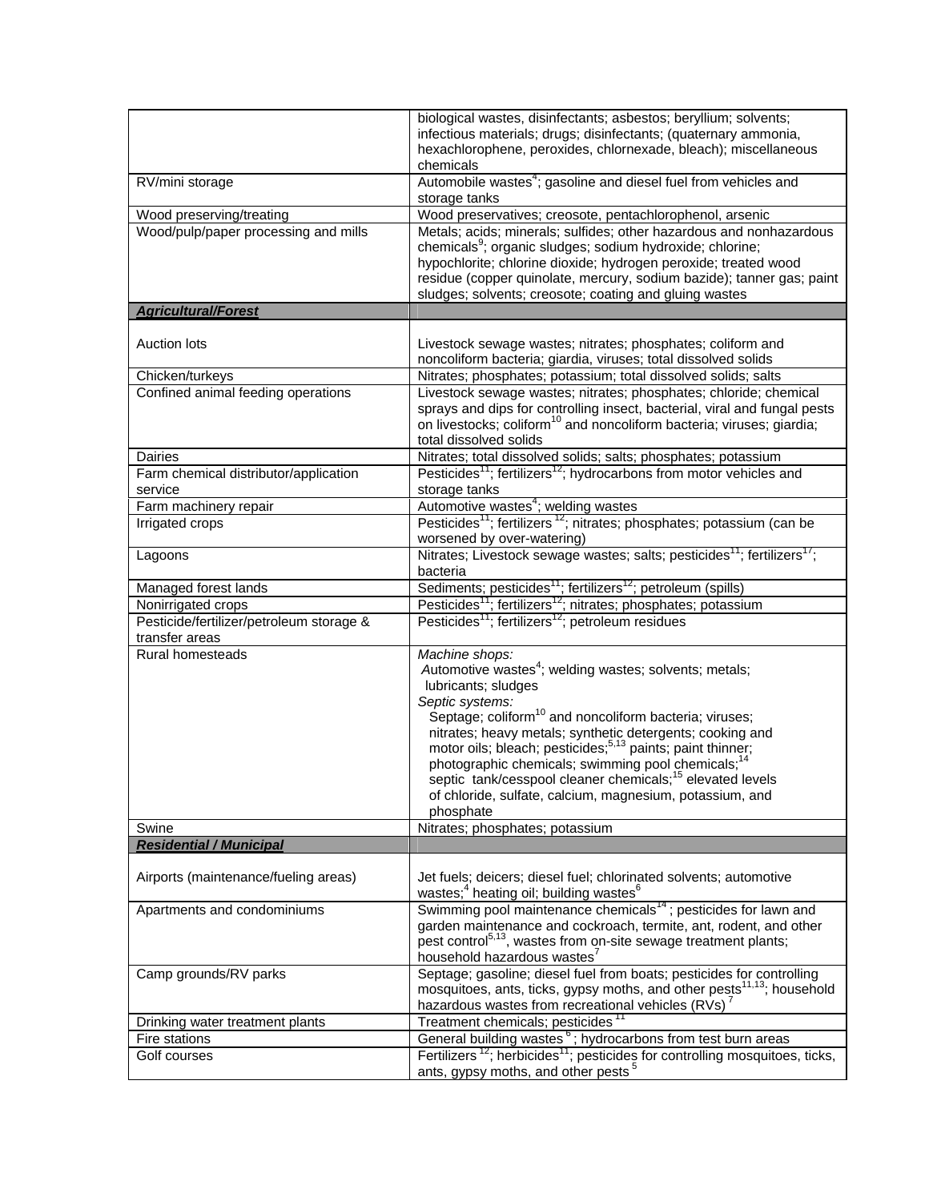| | |
|---|---|
| | biological wastes, disinfectants; asbestos; beryllium; solvents; infectious materials; drugs; disinfectants; (quaternary ammonia, hexachlorophene, peroxides, chlornexade, bleach); miscellaneous chemicals |
| RV/mini storage | Automobile wastes[4]; gasoline and diesel fuel from vehicles and storage tanks |
| Wood preserving/treating | Wood preservatives; creosote, pentachlorophenol, arsenic |
| Wood/pulp/paper processing and mills | Metals; acids; minerals; sulfides; other hazardous and nonhazardous chemicals[9]; organic sludges; sodium hydroxide; chlorine; hypochlorite; chlorine dioxide; hydrogen peroxide; treated wood residue (copper quinolate, mercury, sodium bazide); tanner gas; paint sludges; solvents; creosote; coating and gluing wastes |
| ***Agricultural/Forest*** | |
| Auction lots | Livestock sewage wastes; nitrates; phosphates; coliform and noncoliform bacteria; giardia, viruses; total dissolved solids |
| Chicken/turkeys | Nitrates; phosphates; potassium; total dissolved solids; salts |
| Confined animal feeding operations | Livestock sewage wastes; nitrates; phosphates; chloride; chemical sprays and dips for controlling insect, bacterial, viral and fungal pests on livestocks; coliform[10] and noncoliform bacteria; viruses; giardia; total dissolved solids |
| Dairies | Nitrates; total dissolved solids; salts; phosphates; potassium |
| Farm chemical distributor/application service | Pesticides[11]; fertilizers[12]; hydrocarbons from motor vehicles and storage tanks |
| Farm machinery repair | Automotive wastes[4]; welding wastes |
| Irrigated crops | Pesticides[11]; fertilizers [12]; nitrates; phosphates; potassium (can be worsened by over-watering) |
| Lagoons | Nitrates; Livestock sewage wastes; salts; pesticides[11]; fertilizers[17]; bacteria |
| Managed forest lands | Sediments; pesticides[11]; fertilizers[12]; petroleum (spills) |
| Nonirrigated crops | Pesticides[11]; fertilizers[12]; nitrates; phosphates; potassium |
| Pesticide/fertilizer/petroleum storage & transfer areas | Pesticides[11]; fertilizers[12]; petroleum residues |
| Rural homesteads | *Machine shops:* Automotive wastes[4]; welding wastes; solvents; metals; lubricants; sludges *Septic systems:* Septage; coliform[10] and noncoliform bacteria; viruses; nitrates; heavy metals; synthetic detergents; cooking and motor oils; bleach; pesticides;[5,13] paints; paint thinner; photographic chemicals; swimming pool chemicals;[14] septic tank/cesspool cleaner chemicals;[15] elevated levels of chloride, sulfate, calcium, magnesium, potassium, and phosphate |
| Swine | Nitrates; phosphates; potassium |
| ***Residential / Municipal*** | |
| Airports (maintenance/fueling areas) | Jet fuels; deicers; diesel fuel; chlorinated solvents; automotive wastes;[4] heating oil; building wastes[6] |
| Apartments and condominiums | Swimming pool maintenance chemicals[14]; pesticides for lawn and garden maintenance and cockroach, termite, ant, rodent, and other pest control[5,13], wastes from on-site sewage treatment plants; household hazardous wastes[7] |
| Camp grounds/RV parks | Septage; gasoline; diesel fuel from boats; pesticides for controlling mosquitoes, ants, ticks, gypsy moths, and other pests[11,13]; household hazardous wastes from recreational vehicles (RVs)[7] |
| Drinking water treatment plants | Treatment chemicals; pesticides [11] |
| Fire stations | General building wastes [6]; hydrocarbons from test burn areas |
| Golf courses | Fertilizers [12]; herbicides[11]; pesticides for controlling mosquitoes, ticks, ants, gypsy moths, and other pests [5] |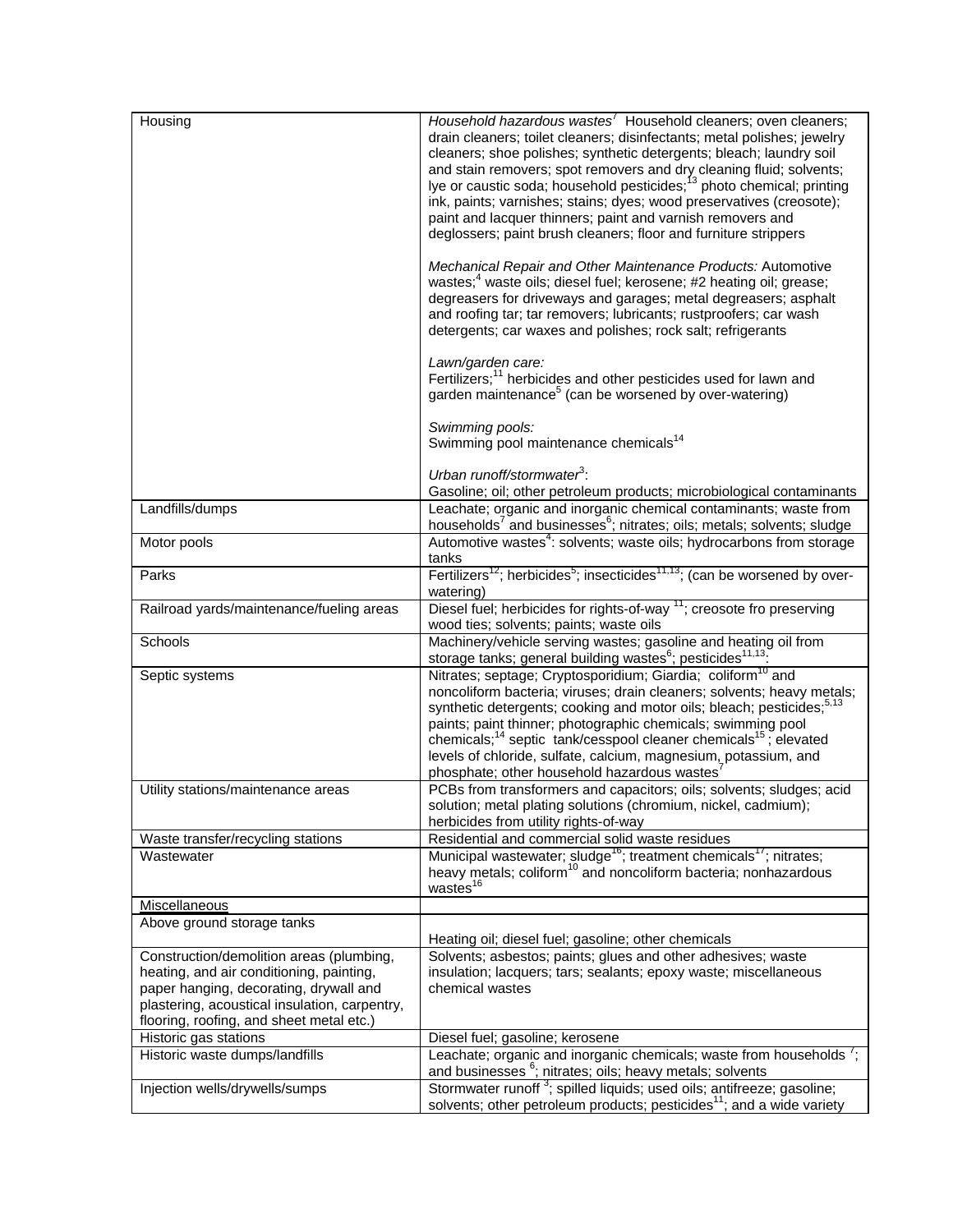| | |
|---|---|
| Housing | *Household hazardous wastes*[7] Household cleaners; oven cleaners; drain cleaners; toilet cleaners; disinfectants; metal polishes; jewelry cleaners; shoe polishes; synthetic detergents; bleach; laundry soil and stain removers; spot removers and dry cleaning fluid; solvents; lye or caustic soda; household pesticides;[13] photo chemical; printing ink, paints; varnishes; stains; dyes; wood preservatives (creosote); paint and lacquer thinners; paint and varnish removers and deglossers; paint brush cleaners; floor and furniture strippers<br><br>*Mechanical Repair and Other Maintenance Products:* Automotive wastes;[4] waste oils; diesel fuel; kerosene; #2 heating oil; grease; degreasers for driveways and garages; metal degreasers; asphalt and roofing tar; tar removers; lubricants; rustproofers; car wash detergents; car waxes and polishes; rock salt; refrigerants<br><br>*Lawn/garden care:*<br>Fertilizers;[11] herbicides and other pesticides used for lawn and garden maintenance[5] (can be worsened by over-watering)<br><br>*Swimming pools:*<br>Swimming pool maintenance chemicals[14]<br><br>*Urban runoff/stormwater*[3]:<br>Gasoline; oil; other petroleum products; microbiological contaminants |
| Landfills/dumps | Leachate; organic and inorganic chemical contaminants; waste from households[7] and businesses[6]; nitrates; oils; metals; solvents; sludge |
| Motor pools | Automotive wastes[4]: solvents; waste oils; hydrocarbons from storage tanks |
| Parks | Fertilizers[12]; herbicides[5]; insecticides[11,13]; (can be worsened by over-watering) |
| Railroad yards/maintenance/fueling areas | Diesel fuel; herbicides for rights-of-way [11]; creosote fro preserving wood ties; solvents; paints; waste oils |
| Schools | Machinery/vehicle serving wastes; gasoline and heating oil from storage tanks; general building wastes[6]; pesticides[11,13]: |
| Septic systems | Nitrates; septage; Cryptosporidium; Giardia; coliform[10] and noncoliform bacteria; viruses; drain cleaners; solvents; heavy metals; synthetic detergents; cooking and motor oils; bleach; pesticides;[5,13] paints; paint thinner; photographic chemicals; swimming pool chemicals;[14] septic tank/cesspool cleaner chemicals[15]; elevated levels of chloride, sulfate, calcium, magnesium, potassium, and phosphate; other household hazardous wastes[7] |
| Utility stations/maintenance areas | PCBs from transformers and capacitors; oils; solvents; sludges; acid solution; metal plating solutions (chromium, nickel, cadmium); herbicides from utility rights-of-way |
| Waste transfer/recycling stations | Residential and commercial solid waste residues |
| Wastewater | Municipal wastewater; sludge[16]; treatment chemicals[17]; nitrates; heavy metals; coliform[10] and noncoliform bacteria; nonhazardous wastes[16] |
| <u>Miscellaneous</u> | |
| Above ground storage tanks | Heating oil; diesel fuel; gasoline; other chemicals |
| Construction/demolition areas (plumbing, heating, and air conditioning, painting, paper hanging, decorating, drywall and plastering, acoustical insulation, carpentry, flooring, roofing, and sheet metal etc.) | Solvents; asbestos; paints; glues and other adhesives; waste insulation; lacquers; tars; sealants; epoxy waste; miscellaneous chemical wastes |
| Historic gas stations | Diesel fuel; gasoline; kerosene |
| Historic waste dumps/landfills | Leachate; organic and inorganic chemicals; waste from households [7]; and businesses [6]; nitrates; oils; heavy metals; solvents |
| Injection wells/drywells/sumps | Stormwater runoff [3]; spilled liquids; used oils; antifreeze; gasoline; solvents; other petroleum products; pesticides[11]; and a wide variety |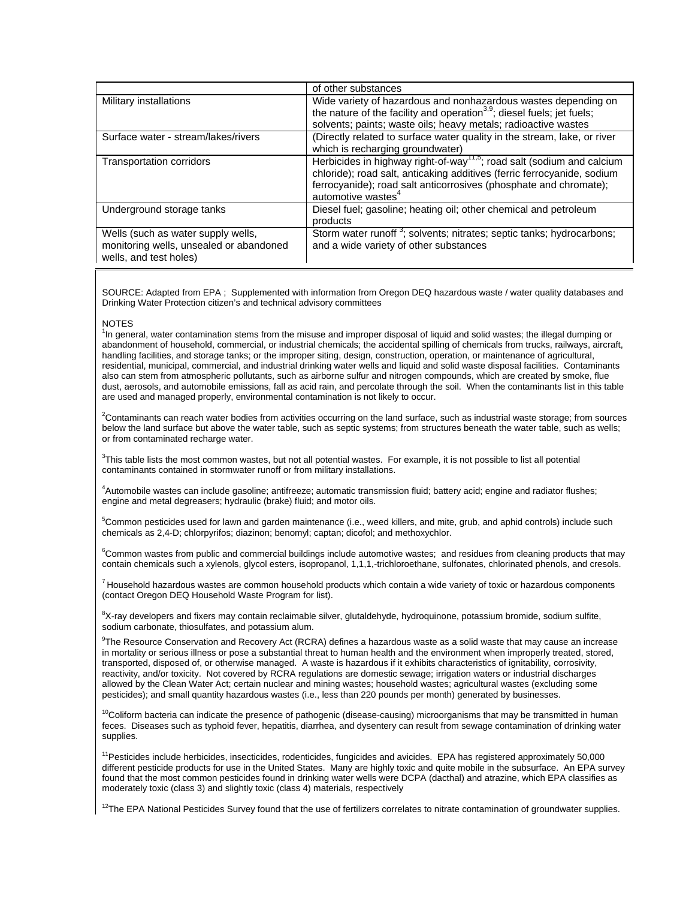| | |
|---|---|
| | of other substances |
| Military installations | Wide variety of hazardous and nonhazardous wastes depending on the nature of the facility and operation[3,9]; diesel fuels; jet fuels; solvents; paints; waste oils; heavy metals; radioactive wastes |
| Surface water - stream/lakes/rivers | (Directly related to surface water quality in the stream, lake, or river which is recharging groundwater) |
| Transportation corridors | Herbicides in highway right-of-way[11,5]; road salt (sodium and calcium chloride); road salt, anticaking additives (ferric ferrocyanide, sodium ferrocyanide); road salt anticorrosives (phosphate and chromate); automotive wastes[4] |
| Underground storage tanks | Diesel fuel; gasoline; heating oil; other chemical and petroleum products |
| Wells (such as water supply wells, monitoring wells, unsealed or abandoned wells, and test holes) | Storm water runoff [3]; solvents; nitrates; septic tanks; hydrocarbons; and a wide variety of other substances |

SOURCE: Adapted from EPA ; Supplemented with information from Oregon DEQ hazardous waste / water quality databases and Drinking Water Protection citizen's and technical advisory committees

NOTES

[1]In general, water contamination stems from the misuse and improper disposal of liquid and solid wastes; the illegal dumping or abandonment of household, commercial, or industrial chemicals; the accidental spilling of chemicals from trucks, railways, aircraft, handling facilities, and storage tanks; or the improper siting, design, construction, operation, or maintenance of agricultural, residential, municipal, commercial, and industrial drinking water wells and liquid and solid waste disposal facilities. Contaminants also can stem from atmospheric pollutants, such as airborne sulfur and nitrogen compounds, which are created by smoke, flue dust, aerosols, and automobile emissions, fall as acid rain, and percolate through the soil. When the contaminants list in this table are used and managed properly, environmental contamination is not likely to occur.

[2]Contaminants can reach water bodies from activities occurring on the land surface, such as industrial waste storage; from sources below the land surface but above the water table, such as septic systems; from structures beneath the water table, such as wells; or from contaminated recharge water.

[3]This table lists the most common wastes, but not all potential wastes. For example, it is not possible to list all potential contaminants contained in stormwater runoff or from military installations.

[4]Automobile wastes can include gasoline; antifreeze; automatic transmission fluid; battery acid; engine and radiator flushes; engine and metal degreasers; hydraulic (brake) fluid; and motor oils.

[5]Common pesticides used for lawn and garden maintenance (i.e., weed killers, and mite, grub, and aphid controls) include such chemicals as 2,4-D; chlorpyrifos; diazinon; benomyl; captan; dicofol; and methoxychlor.

[6]Common wastes from public and commercial buildings include automotive wastes; and residues from cleaning products that may contain chemicals such a xylenols, glycol esters, isopropanol, 1,1,1,-trichloroethane, sulfonates, chlorinated phenols, and cresols.

[7] Household hazardous wastes are common household products which contain a wide variety of toxic or hazardous components (contact Oregon DEQ Household Waste Program for list).

[8]X-ray developers and fixers may contain reclaimable silver, glutaldehyde, hydroquinone, potassium bromide, sodium sulfite, sodium carbonate, thiosulfates, and potassium alum.

[9]The Resource Conservation and Recovery Act (RCRA) defines a hazardous waste as a solid waste that may cause an increase in mortality or serious illness or pose a substantial threat to human health and the environment when improperly treated, stored, transported, disposed of, or otherwise managed. A waste is hazardous if it exhibits characteristics of ignitability, corrosivity, reactivity, and/or toxicity. Not covered by RCRA regulations are domestic sewage; irrigation waters or industrial discharges allowed by the Clean Water Act; certain nuclear and mining wastes; household wastes; agricultural wastes (excluding some pesticides); and small quantity hazardous wastes (i.e., less than 220 pounds per month) generated by businesses.

[10]Coliform bacteria can indicate the presence of pathogenic (disease-causing) microorganisms that may be transmitted in human feces. Diseases such as typhoid fever, hepatitis, diarrhea, and dysentery can result from sewage contamination of drinking water supplies.

[11]Pesticides include herbicides, insecticides, rodenticides, fungicides and avicides. EPA has registered approximately 50,000 different pesticide products for use in the United States. Many are highly toxic and quite mobile in the subsurface. An EPA survey found that the most common pesticides found in drinking water wells were DCPA (dacthal) and atrazine, which EPA classifies as moderately toxic (class 3) and slightly toxic (class 4) materials, respectively

[12]The EPA National Pesticides Survey found that the use of fertilizers correlates to nitrate contamination of groundwater supplies.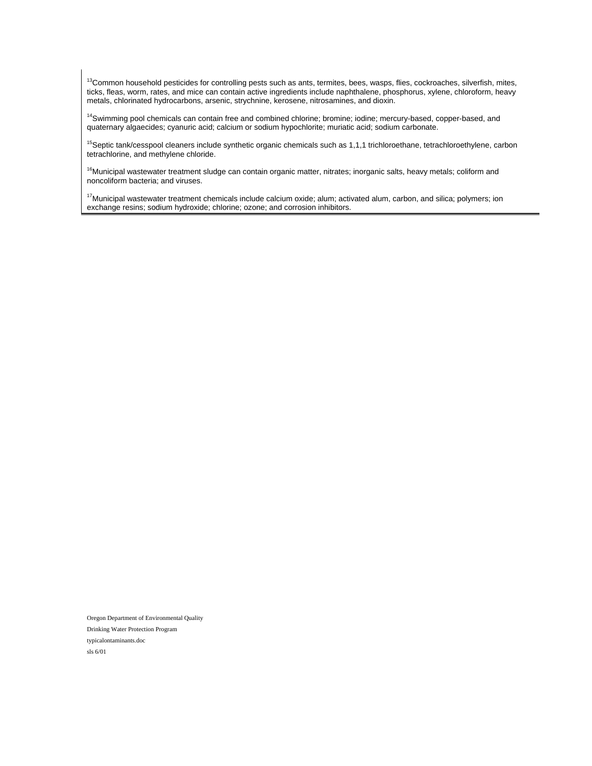[13]Common household pesticides for controlling pests such as ants, termites, bees, wasps, flies, cockroaches, silverfish, mites, ticks, fleas, worm, rates, and mice can contain active ingredients include naphthalene, phosphorus, xylene, chloroform, heavy metals, chlorinated hydrocarbons, arsenic, strychnine, kerosene, nitrosamines, and dioxin.

[14]Swimming pool chemicals can contain free and combined chlorine; bromine; iodine; mercury-based, copper-based, and quaternary algaecides; cyanuric acid; calcium or sodium hypochlorite; muriatic acid; sodium carbonate.

[15]Septic tank/cesspool cleaners include synthetic organic chemicals such as 1,1,1 trichloroethane, tetrachloroethylene, carbon tetrachlorine, and methylene chloride.

[16]Municipal wastewater treatment sludge can contain organic matter, nitrates; inorganic salts, heavy metals; coliform and noncoliform bacteria; and viruses.

[17]Municipal wastewater treatment chemicals include calcium oxide; alum; activated alum, carbon, and silica; polymers; ion exchange resins; sodium hydroxide; chlorine; ozone; and corrosion inhibitors.

Oregon Department of Environmental Quality

Drinking Water Protection Program

typicalontaminants.doc

sls 6/01